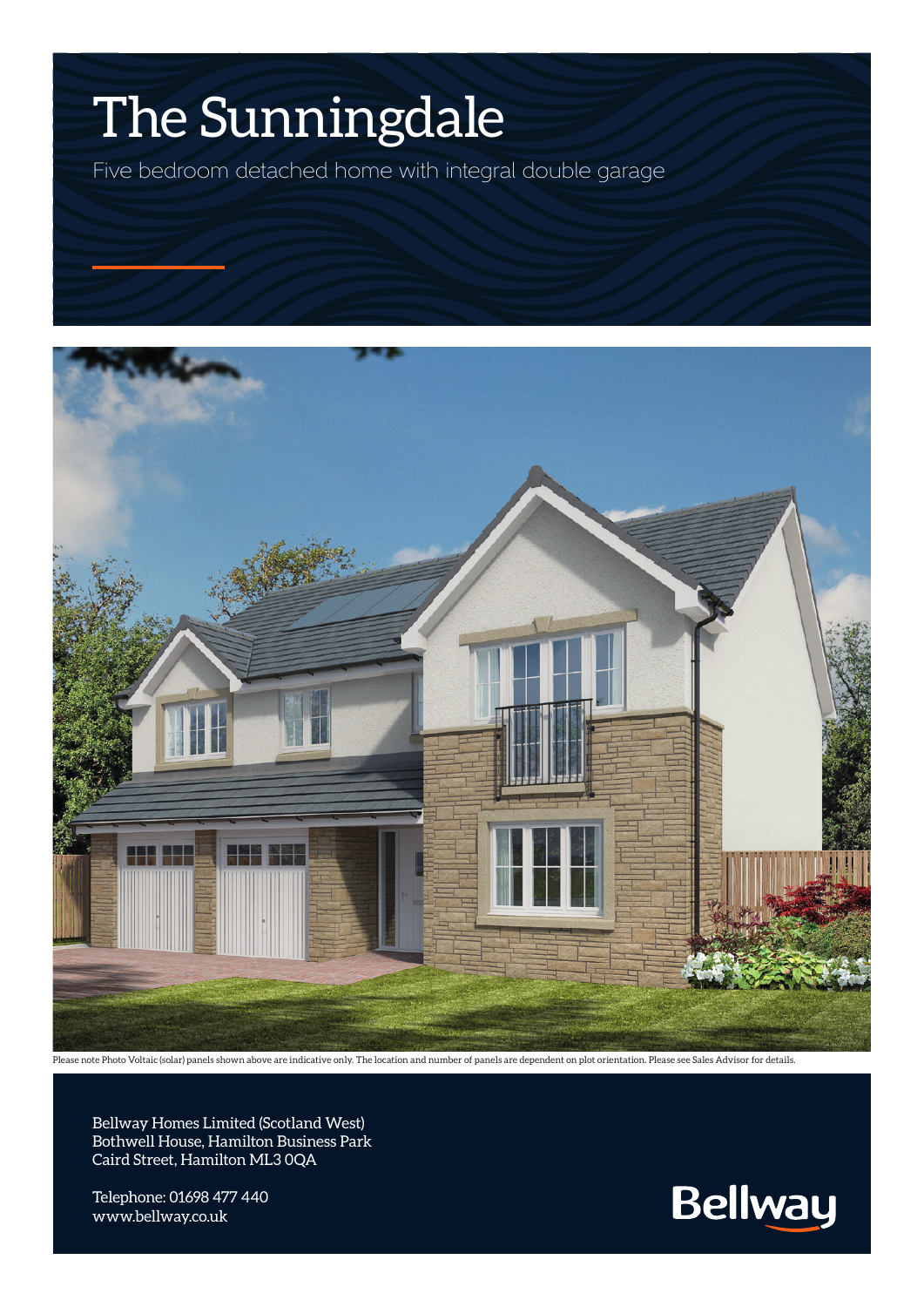# The Sunningdale

Five bedroom detached home with integral double garage

Please note Photo Voltaic (solar) panels shown above are indicative only. The location and number of panels are dependent on plot orientation. Please see Sales Advisor for details.

Bellway Homes Limited (Scotland West)
Bothwell House, Hamilton Business Park
Caird Street, Hamilton ML3 0QA

Telephone: 01698 477 440
www.bellway.co.uk

Bellway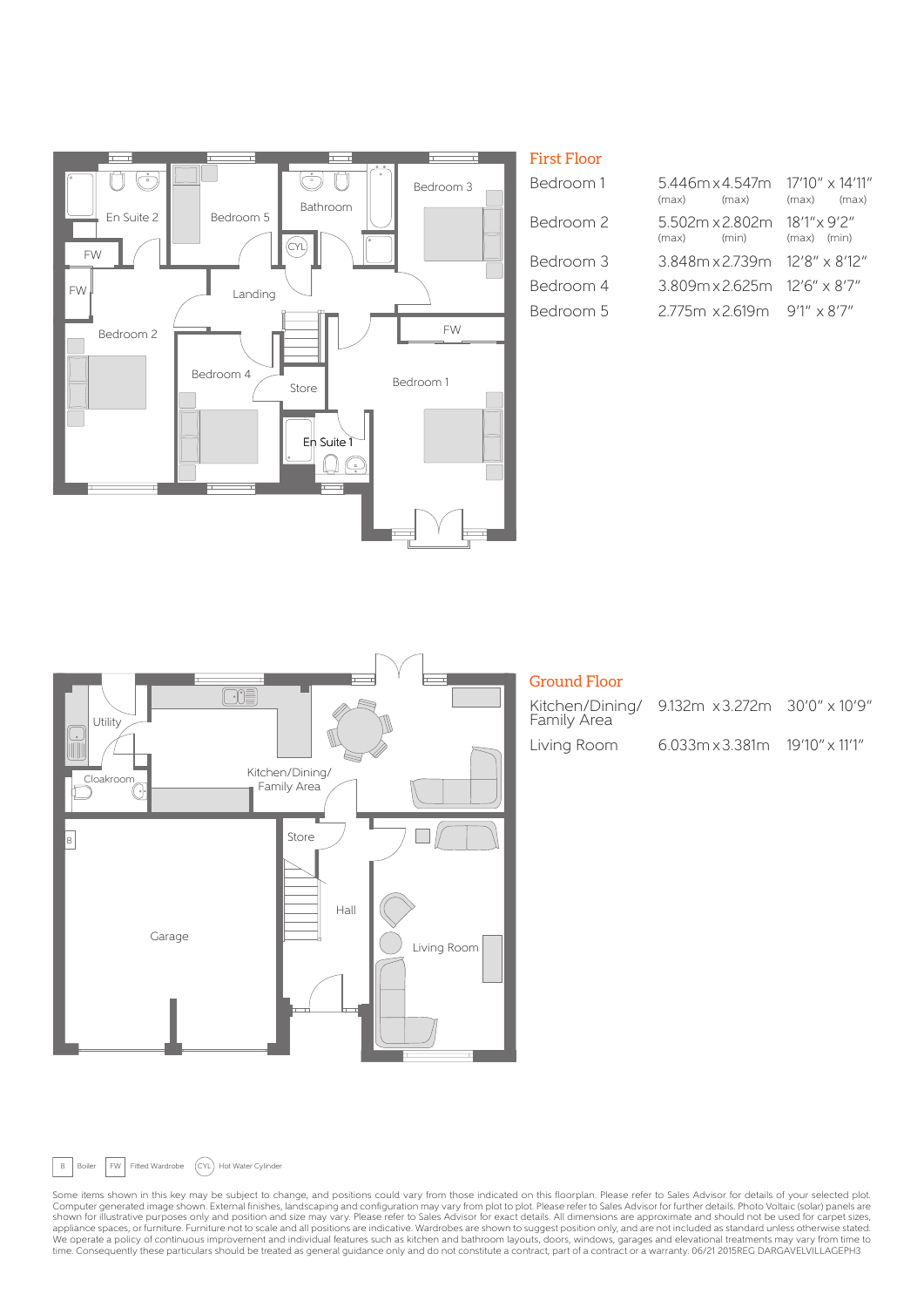## First Floor

| | | |
|---|---|---|
| Bedroom 1 | 5.446m x 4.547m (max) (max) | 17'10" x 14'11" (max) (max) |
| Bedroom 2 | 5.502m x 2.802m (max) (min) | 18'1" x 9'2" (max) (min) |
| Bedroom 3 | 3.848m x 2.739m | 12'8" x 8'12" |
| Bedroom 4 | 3.809m x 2.625m | 12'6" x 8'7" |
| Bedroom 5 | 2.775m x 2.619m | 9'1" x 8'7" |

## Ground Floor

| | | |
|---|---|---|
| Kitchen/Dining/ Family Area | 9.132m x 3.272m | 30'0" x 10'9" |
| Living Room | 6.033m x 3.381m | 19'10" x 11'1" |

B Boiler FW Fitted Wardrobe CYL Hot Water Cylinder

Some items shown in this key may be subject to change, and positions could vary from those indicated on this floorplan. Please refer to Sales Advisor for details of your selected plot. Computer generated image shown. External finishes, landscaping and configuration may vary from plot to plot. Please refer to Sales Advisor for further details. Photo Voltaic (solar) panels are shown for illustrative purposes only and position and size may vary. Please refer to Sales Advisor for exact details. All dimensions are approximate and should not be used for carpet sizes, appliance spaces, or furniture. Furniture not to scale and all positions are indicative. Wardrobes are shown to suggest position only, and are not included as standard unless otherwise stated. We operate a policy of continuous improvement and individual features such as kitchen and bathroom layouts, doors, windows, garages and elevational treatments may vary from time to time. Consequently these particulars should be treated as general guidance only and do not constitute a contract, part of a contract or a warranty. 06/21 2015REG DARGAVELVILLAGEPH3